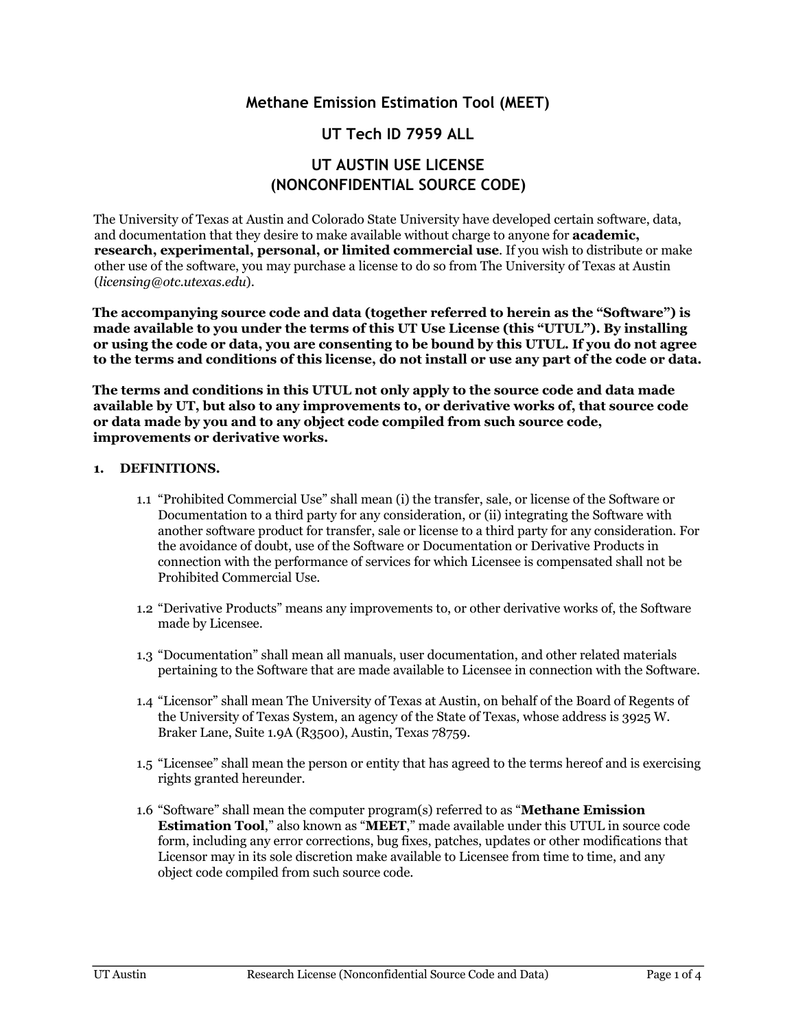# Methane Emission Estimation Tool (MEET)

## UT Tech ID 7959 ALL

## UT AUSTIN USE LICENSE (NONCONFIDENTIAL SOURCE CODE)

The University of Texas at Austin and Colorado State University have developed certain software, data, and documentation that they desire to make available without charge to anyone for **academic, research, experimental, personal, or limited commercial use**. If you wish to distribute or make other use of the software, you may purchase a license to do so from The University of Texas at Austin (*licensing@otc.utexas.edu*).

**The accompanying source code and data (together referred to herein as the "Software") is made available to you under the terms of this UT Use License (this "UTUL"). By installing or using the code or data, you are consenting to be bound by this UTUL. If you do not agree to the terms and conditions of this license, do not install or use any part of the code or data.**

**The terms and conditions in this UTUL not only apply to the source code and data made available by UT, but also to any improvements to, or derivative works of, that source code or data made by you and to any object code compiled from such source code, improvements or derivative works.**

**1. DEFINITIONS.**

1.1 "Prohibited Commercial Use" shall mean (i) the transfer, sale, or license of the Software or Documentation to a third party for any consideration, or (ii) integrating the Software with another software product for transfer, sale or license to a third party for any consideration. For the avoidance of doubt, use of the Software or Documentation or Derivative Products in connection with the performance of services for which Licensee is compensated shall not be Prohibited Commercial Use.

1.2 "Derivative Products" means any improvements to, or other derivative works of, the Software made by Licensee.

1.3 "Documentation" shall mean all manuals, user documentation, and other related materials pertaining to the Software that are made available to Licensee in connection with the Software.

1.4 "Licensor" shall mean The University of Texas at Austin, on behalf of the Board of Regents of the University of Texas System, an agency of the State of Texas, whose address is 3925 W. Braker Lane, Suite 1.9A (R3500), Austin, Texas 78759.

1.5 "Licensee" shall mean the person or entity that has agreed to the terms hereof and is exercising rights granted hereunder.

1.6 "Software" shall mean the computer program(s) referred to as "**Methane Emission Estimation Tool**," also known as "**MEET**," made available under this UTUL in source code form, including any error corrections, bug fixes, patches, updates or other modifications that Licensor may in its sole discretion make available to Licensee from time to time, and any object code compiled from such source code.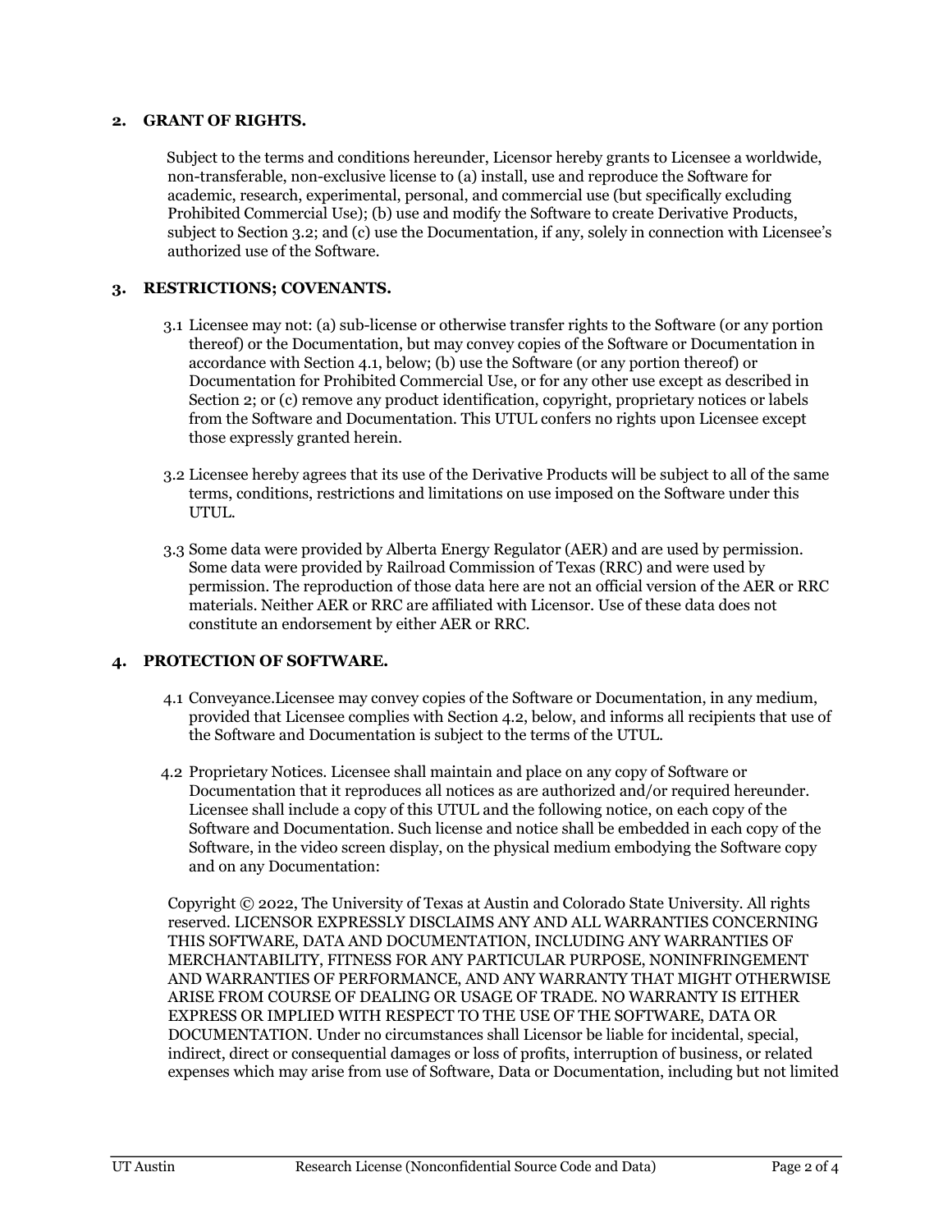## 2. GRANT OF RIGHTS.

Subject to the terms and conditions hereunder, Licensor hereby grants to Licensee a worldwide, non-transferable, non-exclusive license to (a) install, use and reproduce the Software for academic, research, experimental, personal, and commercial use (but specifically excluding Prohibited Commercial Use); (b) use and modify the Software to create Derivative Products, subject to Section 3.2; and (c) use the Documentation, if any, solely in connection with Licensee's authorized use of the Software.

## 3. RESTRICTIONS; COVENANTS.

3.1 Licensee may not: (a) sub-license or otherwise transfer rights to the Software (or any portion thereof) or the Documentation, but may convey copies of the Software or Documentation in accordance with Section 4.1, below; (b) use the Software (or any portion thereof) or Documentation for Prohibited Commercial Use, or for any other use except as described in Section 2; or (c) remove any product identification, copyright, proprietary notices or labels from the Software and Documentation. This UTUL confers no rights upon Licensee except those expressly granted herein.

3.2 Licensee hereby agrees that its use of the Derivative Products will be subject to all of the same terms, conditions, restrictions and limitations on use imposed on the Software under this UTUL.

3.3 Some data were provided by Alberta Energy Regulator (AER) and are used by permission. Some data were provided by Railroad Commission of Texas (RRC) and were used by permission. The reproduction of those data here are not an official version of the AER or RRC materials. Neither AER or RRC are affiliated with Licensor. Use of these data does not constitute an endorsement by either AER or RRC.

## 4. PROTECTION OF SOFTWARE.

4.1 Conveyance.Licensee may convey copies of the Software or Documentation, in any medium, provided that Licensee complies with Section 4.2, below, and informs all recipients that use of the Software and Documentation is subject to the terms of the UTUL.

4.2 Proprietary Notices. Licensee shall maintain and place on any copy of Software or Documentation that it reproduces all notices as are authorized and/or required hereunder. Licensee shall include a copy of this UTUL and the following notice, on each copy of the Software and Documentation. Such license and notice shall be embedded in each copy of the Software, in the video screen display, on the physical medium embodying the Software copy and on any Documentation:

Copyright © 2022, The University of Texas at Austin and Colorado State University. All rights reserved. LICENSOR EXPRESSLY DISCLAIMS ANY AND ALL WARRANTIES CONCERNING THIS SOFTWARE, DATA AND DOCUMENTATION, INCLUDING ANY WARRANTIES OF MERCHANTABILITY, FITNESS FOR ANY PARTICULAR PURPOSE, NONINFRINGEMENT AND WARRANTIES OF PERFORMANCE, AND ANY WARRANTY THAT MIGHT OTHERWISE ARISE FROM COURSE OF DEALING OR USAGE OF TRADE. NO WARRANTY IS EITHER EXPRESS OR IMPLIED WITH RESPECT TO THE USE OF THE SOFTWARE, DATA OR DOCUMENTATION. Under no circumstances shall Licensor be liable for incidental, special, indirect, direct or consequential damages or loss of profits, interruption of business, or related expenses which may arise from use of Software, Data or Documentation, including but not limited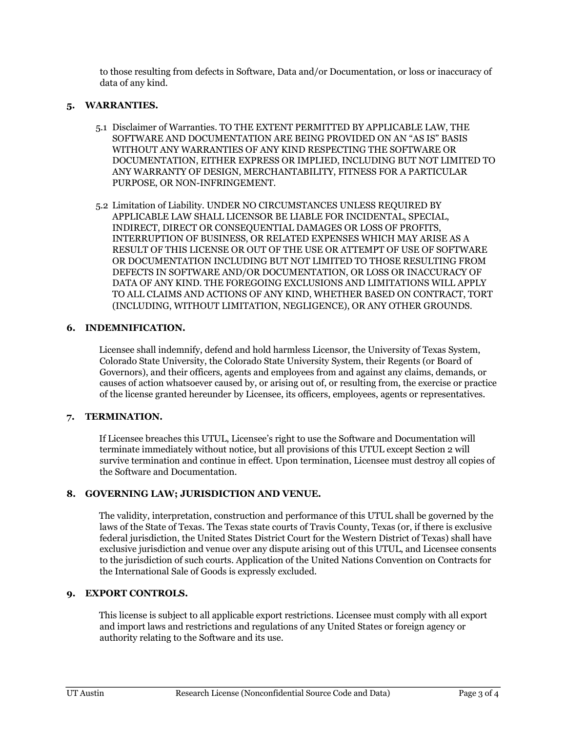to those resulting from defects in Software, Data and/or Documentation, or loss or inaccuracy of data of any kind.

## 5. WARRANTIES.

5.1 Disclaimer of Warranties. TO THE EXTENT PERMITTED BY APPLICABLE LAW, THE SOFTWARE AND DOCUMENTATION ARE BEING PROVIDED ON AN "AS IS" BASIS WITHOUT ANY WARRANTIES OF ANY KIND RESPECTING THE SOFTWARE OR DOCUMENTATION, EITHER EXPRESS OR IMPLIED, INCLUDING BUT NOT LIMITED TO ANY WARRANTY OF DESIGN, MERCHANTABILITY, FITNESS FOR A PARTICULAR PURPOSE, OR NON-INFRINGEMENT.

5.2 Limitation of Liability. UNDER NO CIRCUMSTANCES UNLESS REQUIRED BY APPLICABLE LAW SHALL LICENSOR BE LIABLE FOR INCIDENTAL, SPECIAL, INDIRECT, DIRECT OR CONSEQUENTIAL DAMAGES OR LOSS OF PROFITS, INTERRUPTION OF BUSINESS, OR RELATED EXPENSES WHICH MAY ARISE AS A RESULT OF THIS LICENSE OR OUT OF THE USE OR ATTEMPT OF USE OF SOFTWARE OR DOCUMENTATION INCLUDING BUT NOT LIMITED TO THOSE RESULTING FROM DEFECTS IN SOFTWARE AND/OR DOCUMENTATION, OR LOSS OR INACCURACY OF DATA OF ANY KIND. THE FOREGOING EXCLUSIONS AND LIMITATIONS WILL APPLY TO ALL CLAIMS AND ACTIONS OF ANY KIND, WHETHER BASED ON CONTRACT, TORT (INCLUDING, WITHOUT LIMITATION, NEGLIGENCE), OR ANY OTHER GROUNDS.

## 6. INDEMNIFICATION.

Licensee shall indemnify, defend and hold harmless Licensor, the University of Texas System, Colorado State University, the Colorado State University System, their Regents (or Board of Governors), and their officers, agents and employees from and against any claims, demands, or causes of action whatsoever caused by, or arising out of, or resulting from, the exercise or practice of the license granted hereunder by Licensee, its officers, employees, agents or representatives.

## 7. TERMINATION.

If Licensee breaches this UTUL, Licensee's right to use the Software and Documentation will terminate immediately without notice, but all provisions of this UTUL except Section 2 will survive termination and continue in effect. Upon termination, Licensee must destroy all copies of the Software and Documentation.

## 8. GOVERNING LAW; JURISDICTION AND VENUE.

The validity, interpretation, construction and performance of this UTUL shall be governed by the laws of the State of Texas. The Texas state courts of Travis County, Texas (or, if there is exclusive federal jurisdiction, the United States District Court for the Western District of Texas) shall have exclusive jurisdiction and venue over any dispute arising out of this UTUL, and Licensee consents to the jurisdiction of such courts. Application of the United Nations Convention on Contracts for the International Sale of Goods is expressly excluded.

## 9. EXPORT CONTROLS.

This license is subject to all applicable export restrictions. Licensee must comply with all export and import laws and restrictions and regulations of any United States or foreign agency or authority relating to the Software and its use.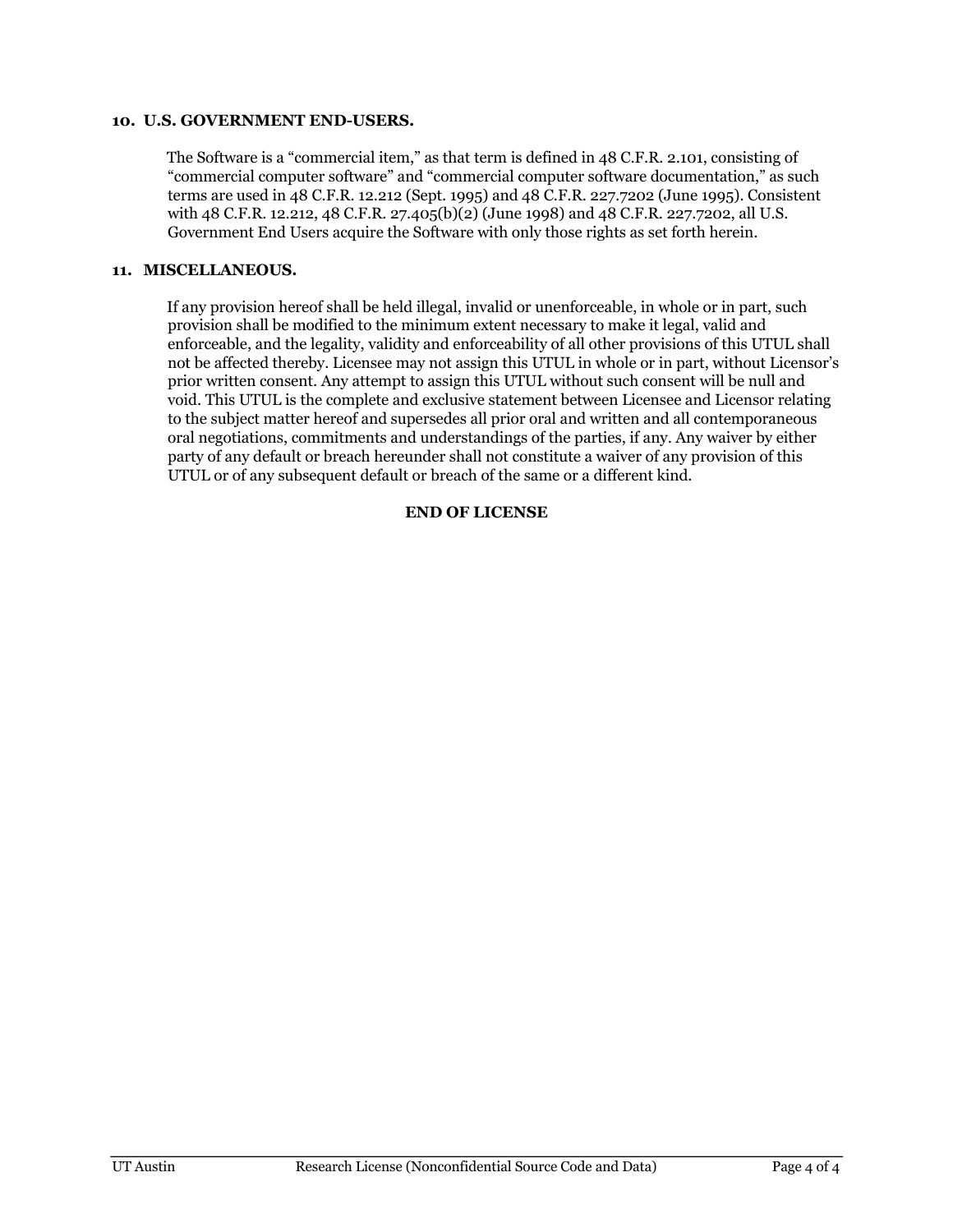**10. U.S. GOVERNMENT END-USERS.**

The Software is a "commercial item," as that term is defined in 48 C.F.R. 2.101, consisting of "commercial computer software" and "commercial computer software documentation," as such terms are used in 48 C.F.R. 12.212 (Sept. 1995) and 48 C.F.R. 227.7202 (June 1995). Consistent with 48 C.F.R. 12.212, 48 C.F.R. 27.405(b)(2) (June 1998) and 48 C.F.R. 227.7202, all U.S. Government End Users acquire the Software with only those rights as set forth herein.

**11. MISCELLANEOUS.**

If any provision hereof shall be held illegal, invalid or unenforceable, in whole or in part, such provision shall be modified to the minimum extent necessary to make it legal, valid and enforceable, and the legality, validity and enforceability of all other provisions of this UTUL shall not be affected thereby. Licensee may not assign this UTUL in whole or in part, without Licensor's prior written consent. Any attempt to assign this UTUL without such consent will be null and void. This UTUL is the complete and exclusive statement between Licensee and Licensor relating to the subject matter hereof and supersedes all prior oral and written and all contemporaneous oral negotiations, commitments and understandings of the parties, if any. Any waiver by either party of any default or breach hereunder shall not constitute a waiver of any provision of this UTUL or of any subsequent default or breach of the same or a different kind.

**END OF LICENSE**